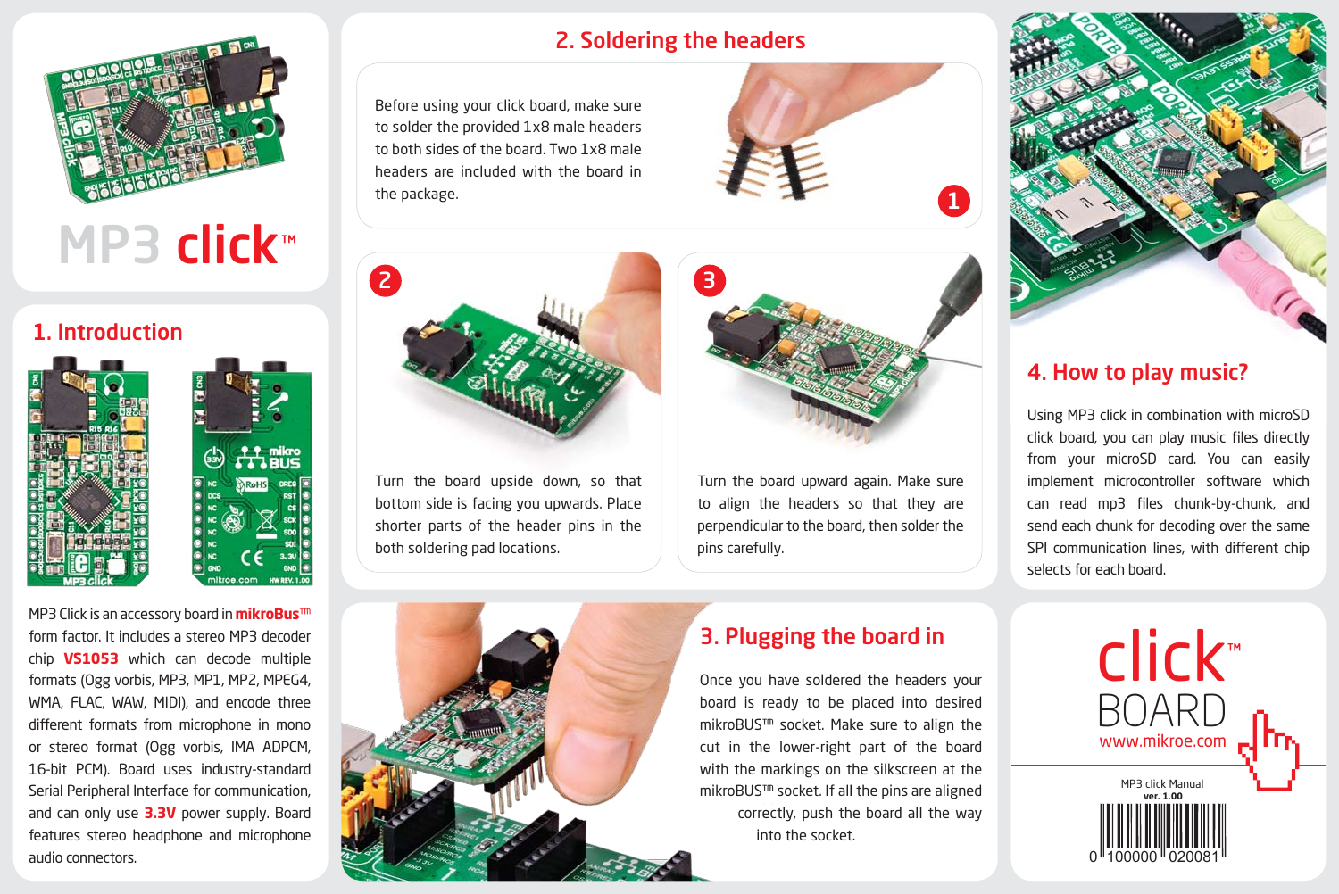# MP3 click™

## 1. Introduction

MP3 Click is an accessory board in **mikroBus™** form factor. It includes a stereo MP3 decoder chip **VS1053** which can decode multiple formats (Ogg vorbis, MP3, MP1, MP2, MPEG4, WMA, FLAC, WAW, MIDI), and encode three different formats from microphone in mono or stereo format (Ogg vorbis, IMA ADPCM, 16-bit PCM). Board uses industry-standard Serial Peripheral Interface for communication, and can only use **3.3V** power supply. Board features stereo headphone and microphone audio connectors.

## 2. Soldering the headers

Before using your click board, make sure to solder the provided 1x8 male headers to both sides of the board. Two 1x8 male headers are included with the board in the package.

1. 

2. Turn the board upside down, so that bottom side is facing you upwards. Place shorter parts of the header pins in the both soldering pad locations.

3. Turn the board upward again. Make sure to align the headers so that they are perpendicular to the board, then solder the pins carefully.

## 3. Plugging the board in

Once you have soldered the headers your board is ready to be placed into desired mikroBUS™ socket. Make sure to align the cut in the lower-right part of the board with the markings on the silkscreen at the mikroBUS™ socket. If all the pins are aligned correctly, push the board all the way into the socket.

## 4. How to play music?

Using MP3 click in combination with microSD click board, you can play music files directly from your microSD card. You can easily implement microcontroller software which can read mp3 files chunk-by-chunk, and send each chunk for decoding over the same SPI communication lines, with different chip selects for each board.

click™ BOARD
www.mikroe.com

MP3 click Manual
**ver. 1.00**

0 100000 020081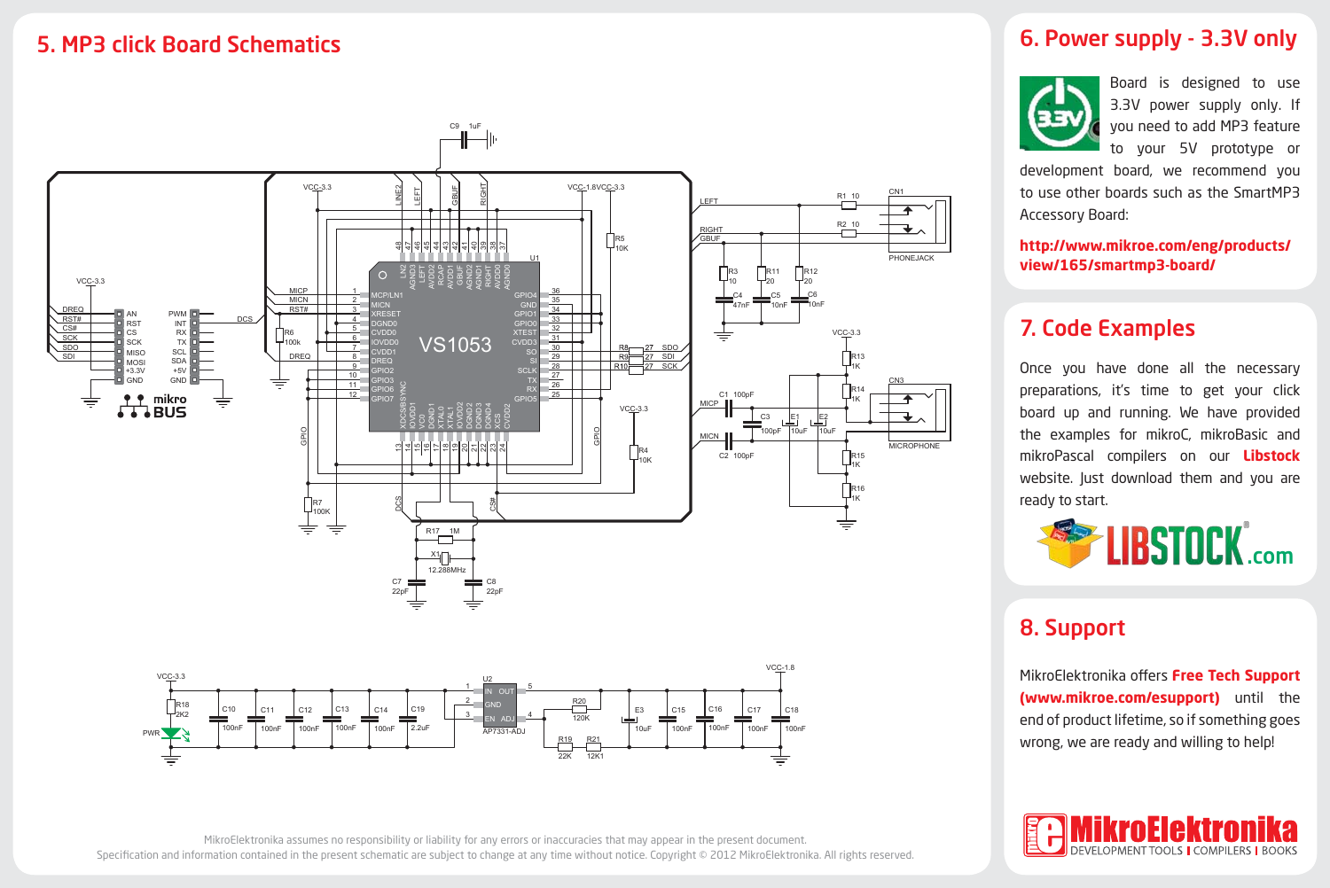## 5. MP3 click Board Schematics

## 6. Power supply - 3.3V only

Board is designed to use 3.3V power supply only. If you need to add MP3 feature to your 5V prototype or development board, we recommend you to use other boards such as the SmartMP3 Accessory Board:

**http://www.mikroe.com/eng/products/view/165/smartmp3-board/**

## 7. Code Examples

Once you have done all the necessary preparations, it's time to get your click board up and running. We have provided the examples for mikroC, mikroBasic and mikroPascal compilers on our **Libstock** website. Just download them and you are ready to start.

## 8. Support

MikroElektronika offers **Free Tech Support (www.mikroe.com/esupport)** until the end of product lifetime, so if something goes wrong, we are ready and willing to help!

MikroElektronika assumes no responsibility or liability for any errors or inaccuracies that may appear in the present document.
Specification and information contained in the present schematic are subject to change at any time without notice. Copyright © 2012 MikroElektronika. All rights reserved.